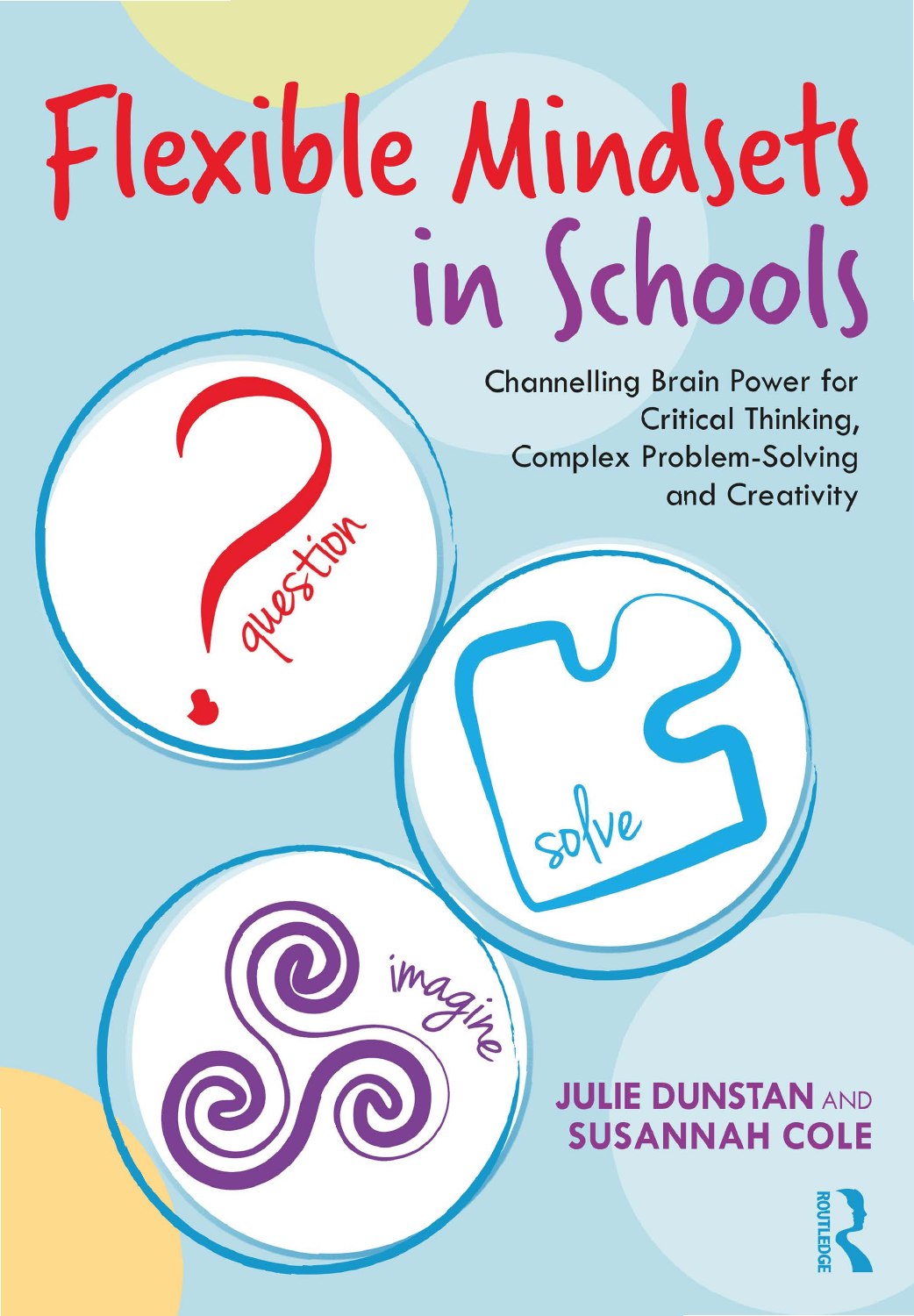# Flexible Mindsets in Schools

## Channelling Brain Power for Critical Thinking, Complex Problem-Solving and Creativity

question

solve

imagine

**JULIE DUNSTAN** AND **SUSANNAH COLE**

ROUTLEDGE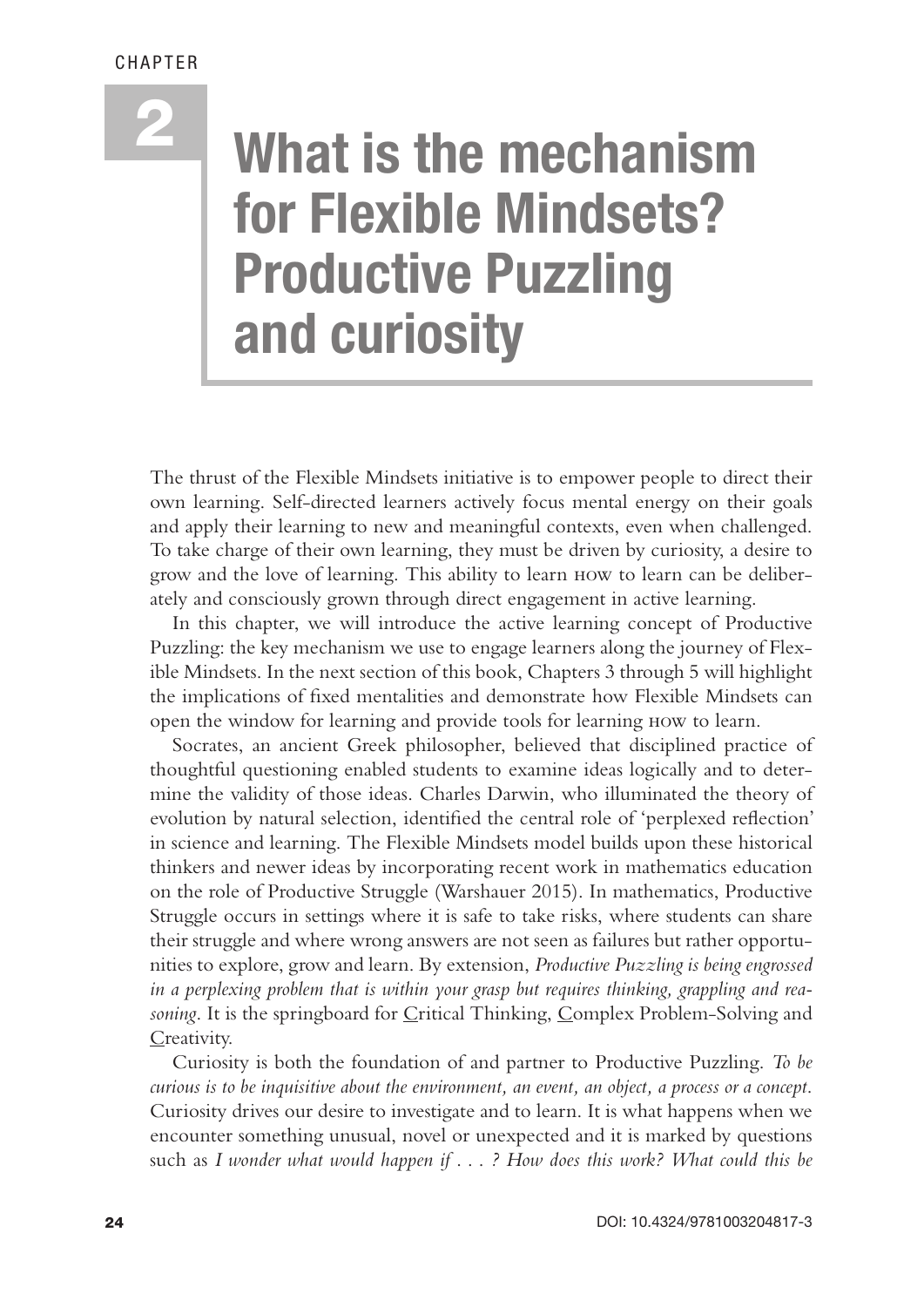CHAPTER 2

# What is the mechanism for Flexible Mindsets? Productive Puzzling and curiosity

The thrust of the Flexible Mindsets initiative is to empower people to direct their own learning. Self-directed learners actively focus mental energy on their goals and apply their learning to new and meaningful contexts, even when challenged. To take charge of their own learning, they must be driven by curiosity, a desire to grow and the love of learning. This ability to learn HOW to learn can be deliberately and consciously grown through direct engagement in active learning.

In this chapter, we will introduce the active learning concept of Productive Puzzling: the key mechanism we use to engage learners along the journey of Flexible Mindsets. In the next section of this book, Chapters 3 through 5 will highlight the implications of fixed mentalities and demonstrate how Flexible Mindsets can open the window for learning and provide tools for learning HOW to learn.

Socrates, an ancient Greek philosopher, believed that disciplined practice of thoughtful questioning enabled students to examine ideas logically and to determine the validity of those ideas. Charles Darwin, who illuminated the theory of evolution by natural selection, identified the central role of 'perplexed reflection' in science and learning. The Flexible Mindsets model builds upon these historical thinkers and newer ideas by incorporating recent work in mathematics education on the role of Productive Struggle (Warshauer 2015). In mathematics, Productive Struggle occurs in settings where it is safe to take risks, where students can share their struggle and where wrong answers are not seen as failures but rather opportunities to explore, grow and learn. By extension, *Productive Puzzling is being engrossed in a perplexing problem that is within your grasp but requires thinking, grappling and reasoning*. It is the springboard for Critical Thinking, Complex Problem-Solving and Creativity.

Curiosity is both the foundation of and partner to Productive Puzzling. *To be curious is to be inquisitive about the environment, an event, an object, a process or a concept.* Curiosity drives our desire to investigate and to learn. It is what happens when we encounter something unusual, novel or unexpected and it is marked by questions such as *I wonder what would happen if . . . ? How does this work? What could this be*

DOI: 10.4324/9781003204817-3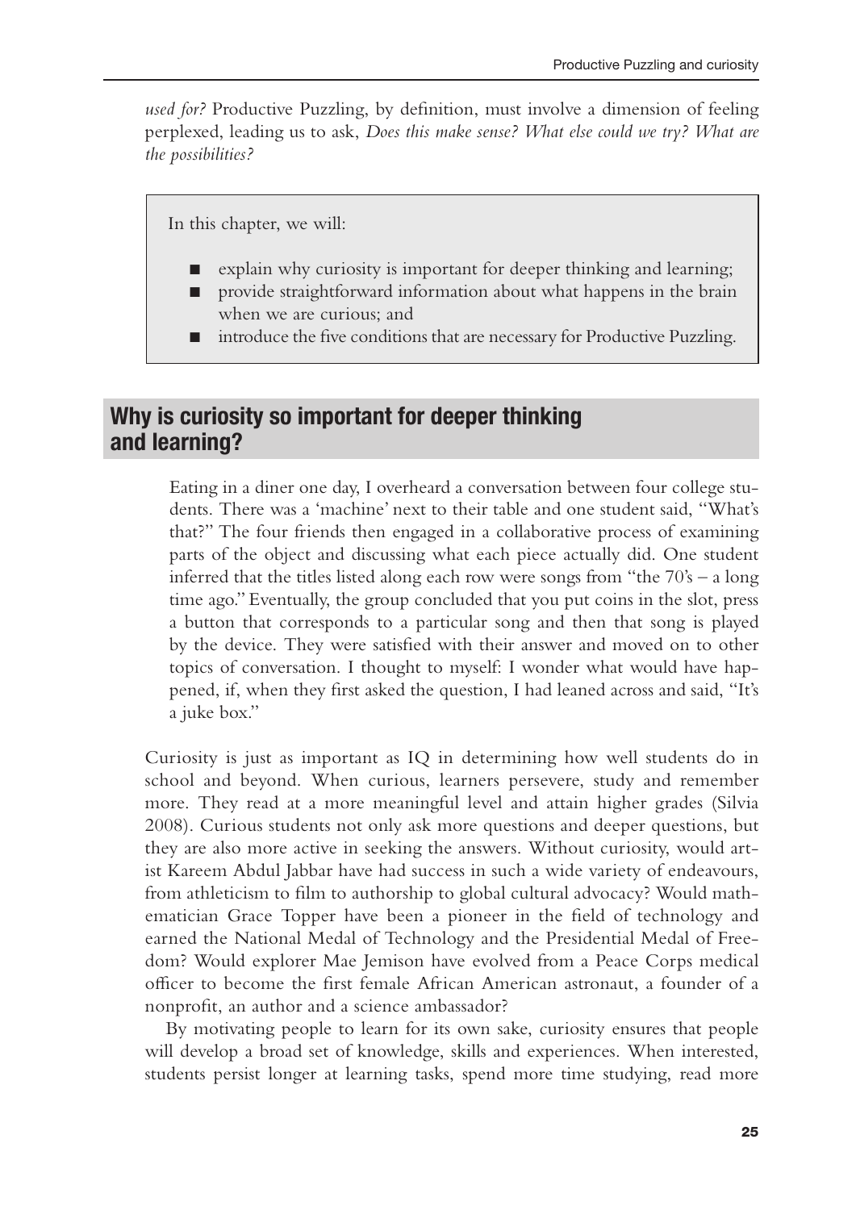*used for?* Productive Puzzling, by definition, must involve a dimension of feeling perplexed, leading us to ask, *Does this make sense? What else could we try? What are the possibilities?*

> In this chapter, we will:
>
> - explain why curiosity is important for deeper thinking and learning;
> - provide straightforward information about what happens in the brain when we are curious; and
> - introduce the five conditions that are necessary for Productive Puzzling.

## Why is curiosity so important for deeper thinking and learning?

> Eating in a diner one day, I overheard a conversation between four college students. There was a 'machine' next to their table and one student said, "What's that?" The four friends then engaged in a collaborative process of examining parts of the object and discussing what each piece actually did. One student inferred that the titles listed along each row were songs from "the 70's – a long time ago." Eventually, the group concluded that you put coins in the slot, press a button that corresponds to a particular song and then that song is played by the device. They were satisfied with their answer and moved on to other topics of conversation. I thought to myself: I wonder what would have happened, if, when they first asked the question, I had leaned across and said, "It's a juke box."

Curiosity is just as important as IQ in determining how well students do in school and beyond. When curious, learners persevere, study and remember more. They read at a more meaningful level and attain higher grades (Silvia 2008). Curious students not only ask more questions and deeper questions, but they are also more active in seeking the answers. Without curiosity, would artist Kareem Abdul Jabbar have had success in such a wide variety of endeavours, from athleticism to film to authorship to global cultural advocacy? Would mathematician Grace Topper have been a pioneer in the field of technology and earned the National Medal of Technology and the Presidential Medal of Freedom? Would explorer Mae Jemison have evolved from a Peace Corps medical officer to become the first female African American astronaut, a founder of a nonprofit, an author and a science ambassador?

By motivating people to learn for its own sake, curiosity ensures that people will develop a broad set of knowledge, skills and experiences. When interested, students persist longer at learning tasks, spend more time studying, read more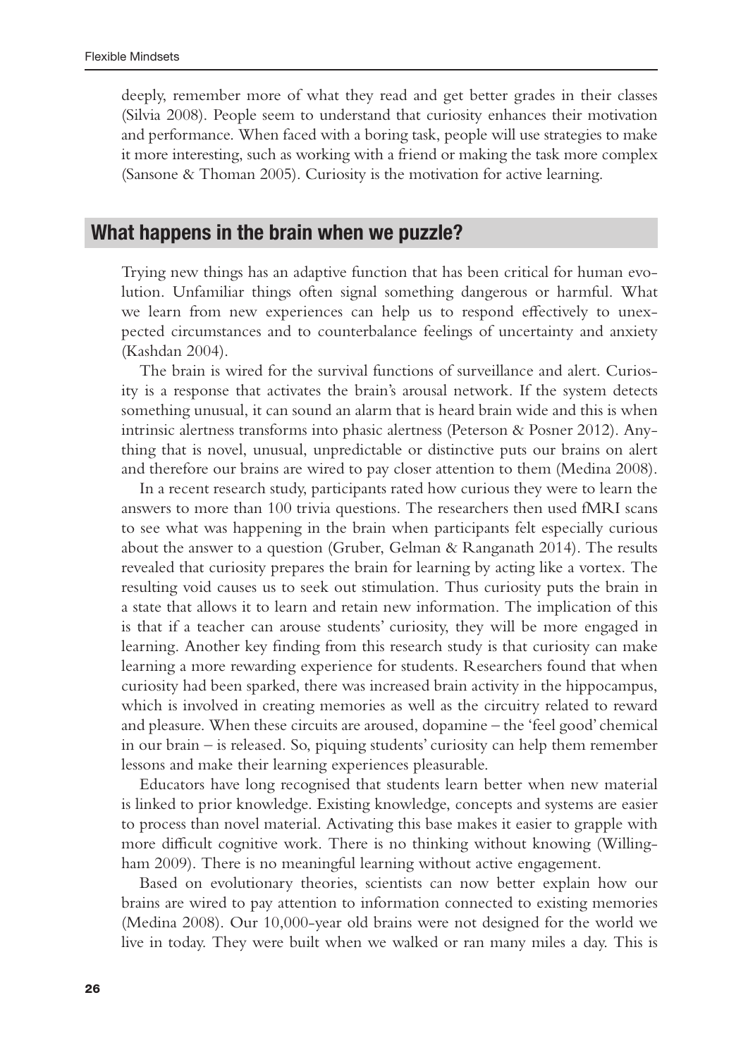deeply, remember more of what they read and get better grades in their classes (Silvia 2008). People seem to understand that curiosity enhances their motivation and performance. When faced with a boring task, people will use strategies to make it more interesting, such as working with a friend or making the task more complex (Sansone & Thoman 2005). Curiosity is the motivation for active learning.

## What happens in the brain when we puzzle?

Trying new things has an adaptive function that has been critical for human evolution. Unfamiliar things often signal something dangerous or harmful. What we learn from new experiences can help us to respond effectively to unexpected circumstances and to counterbalance feelings of uncertainty and anxiety (Kashdan 2004).

The brain is wired for the survival functions of surveillance and alert. Curiosity is a response that activates the brain's arousal network. If the system detects something unusual, it can sound an alarm that is heard brain wide and this is when intrinsic alertness transforms into phasic alertness (Peterson & Posner 2012). Anything that is novel, unusual, unpredictable or distinctive puts our brains on alert and therefore our brains are wired to pay closer attention to them (Medina 2008).

In a recent research study, participants rated how curious they were to learn the answers to more than 100 trivia questions. The researchers then used fMRI scans to see what was happening in the brain when participants felt especially curious about the answer to a question (Gruber, Gelman & Ranganath 2014). The results revealed that curiosity prepares the brain for learning by acting like a vortex. The resulting void causes us to seek out stimulation. Thus curiosity puts the brain in a state that allows it to learn and retain new information. The implication of this is that if a teacher can arouse students' curiosity, they will be more engaged in learning. Another key finding from this research study is that curiosity can make learning a more rewarding experience for students. Researchers found that when curiosity had been sparked, there was increased brain activity in the hippocampus, which is involved in creating memories as well as the circuitry related to reward and pleasure. When these circuits are aroused, dopamine – the 'feel good' chemical in our brain – is released. So, piquing students' curiosity can help them remember lessons and make their learning experiences pleasurable.

Educators have long recognised that students learn better when new material is linked to prior knowledge. Existing knowledge, concepts and systems are easier to process than novel material. Activating this base makes it easier to grapple with more difficult cognitive work. There is no thinking without knowing (Willingham 2009). There is no meaningful learning without active engagement.

Based on evolutionary theories, scientists can now better explain how our brains are wired to pay attention to information connected to existing memories (Medina 2008). Our 10,000-year old brains were not designed for the world we live in today. They were built when we walked or ran many miles a day. This is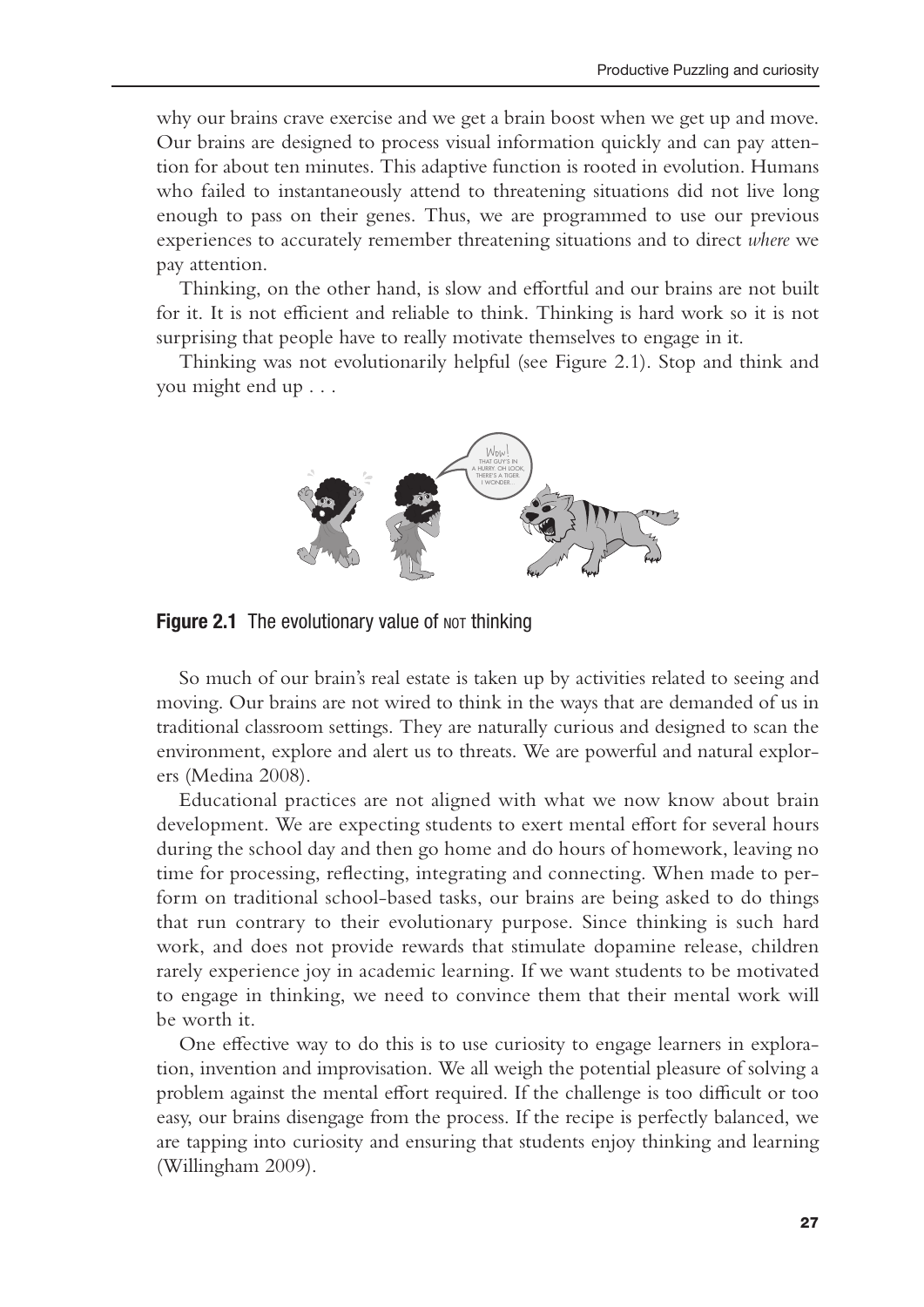why our brains crave exercise and we get a brain boost when we get up and move. Our brains are designed to process visual information quickly and can pay attention for about ten minutes. This adaptive function is rooted in evolution. Humans who failed to instantaneously attend to threatening situations did not live long enough to pass on their genes. Thus, we are programmed to use our previous experiences to accurately remember threatening situations and to direct *where* we pay attention.

Thinking, on the other hand, is slow and effortful and our brains are not built for it. It is not efficient and reliable to think. Thinking is hard work so it is not surprising that people have to really motivate themselves to engage in it.

Thinking was not evolutionarily helpful (see Figure 2.1). Stop and think and you might end up . . .

**Figure 2.1** The evolutionary value of NOT thinking

So much of our brain's real estate is taken up by activities related to seeing and moving. Our brains are not wired to think in the ways that are demanded of us in traditional classroom settings. They are naturally curious and designed to scan the environment, explore and alert us to threats. We are powerful and natural explorers (Medina 2008).

Educational practices are not aligned with what we now know about brain development. We are expecting students to exert mental effort for several hours during the school day and then go home and do hours of homework, leaving no time for processing, reflecting, integrating and connecting. When made to perform on traditional school-based tasks, our brains are being asked to do things that run contrary to their evolutionary purpose. Since thinking is such hard work, and does not provide rewards that stimulate dopamine release, children rarely experience joy in academic learning. If we want students to be motivated to engage in thinking, we need to convince them that their mental work will be worth it.

One effective way to do this is to use curiosity to engage learners in exploration, invention and improvisation. We all weigh the potential pleasure of solving a problem against the mental effort required. If the challenge is too difficult or too easy, our brains disengage from the process. If the recipe is perfectly balanced, we are tapping into curiosity and ensuring that students enjoy thinking and learning (Willingham 2009).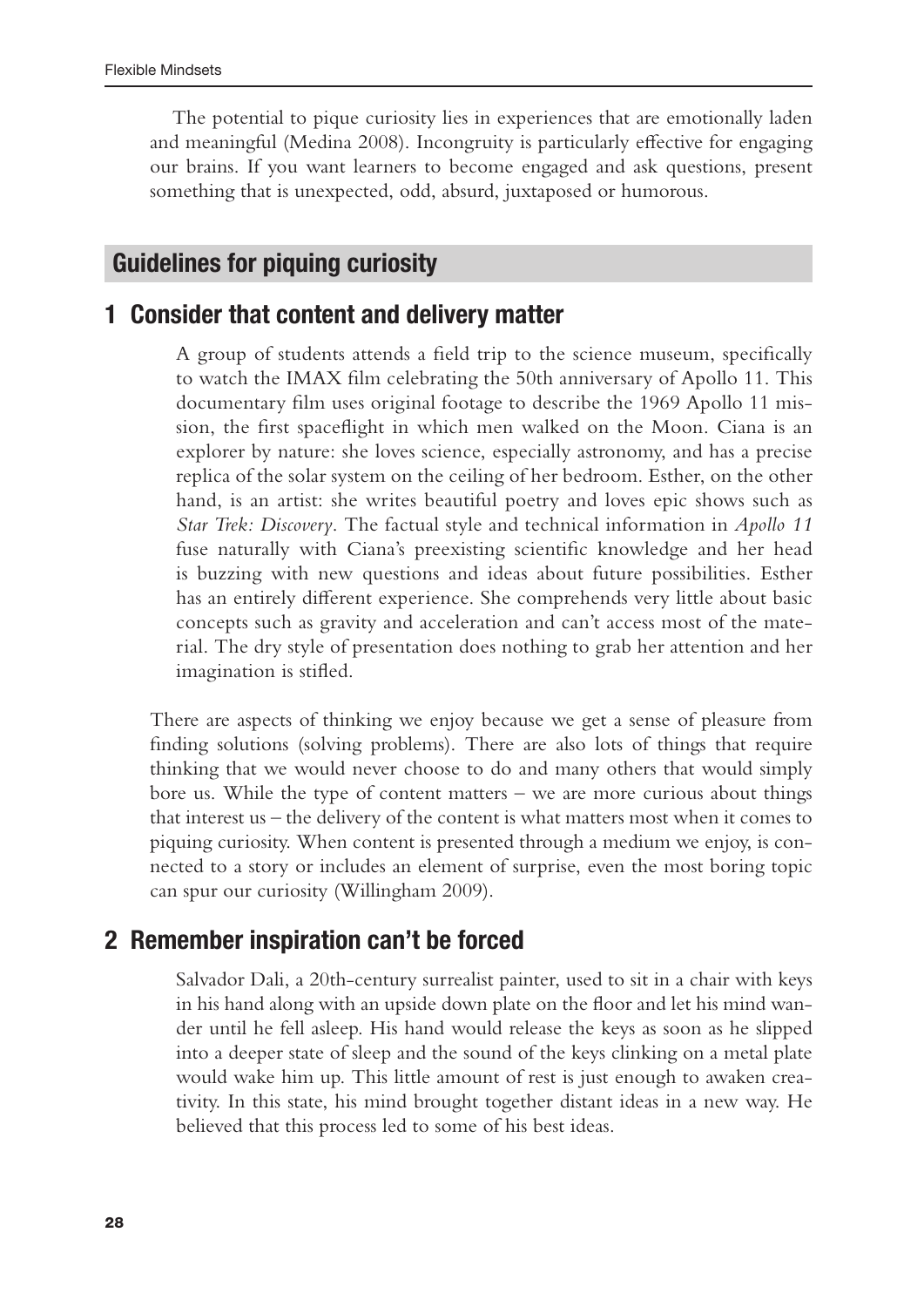The potential to pique curiosity lies in experiences that are emotionally laden and meaningful (Medina 2008). Incongruity is particularly effective for engaging our brains. If you want learners to become engaged and ask questions, present something that is unexpected, odd, absurd, juxtaposed or humorous.

## Guidelines for piquing curiosity

### 1 Consider that content and delivery matter

A group of students attends a field trip to the science museum, specifically to watch the IMAX film celebrating the 50th anniversary of Apollo 11. This documentary film uses original footage to describe the 1969 Apollo 11 mission, the first spaceflight in which men walked on the Moon. Ciana is an explorer by nature: she loves science, especially astronomy, and has a precise replica of the solar system on the ceiling of her bedroom. Esther, on the other hand, is an artist: she writes beautiful poetry and loves epic shows such as *Star Trek: Discovery*. The factual style and technical information in *Apollo 11* fuse naturally with Ciana's preexisting scientific knowledge and her head is buzzing with new questions and ideas about future possibilities. Esther has an entirely different experience. She comprehends very little about basic concepts such as gravity and acceleration and can't access most of the material. The dry style of presentation does nothing to grab her attention and her imagination is stifled.

There are aspects of thinking we enjoy because we get a sense of pleasure from finding solutions (solving problems). There are also lots of things that require thinking that we would never choose to do and many others that would simply bore us. While the type of content matters – we are more curious about things that interest us – the delivery of the content is what matters most when it comes to piquing curiosity. When content is presented through a medium we enjoy, is connected to a story or includes an element of surprise, even the most boring topic can spur our curiosity (Willingham 2009).

### 2 Remember inspiration can't be forced

Salvador Dali, a 20th-century surrealist painter, used to sit in a chair with keys in his hand along with an upside down plate on the floor and let his mind wander until he fell asleep. His hand would release the keys as soon as he slipped into a deeper state of sleep and the sound of the keys clinking on a metal plate would wake him up. This little amount of rest is just enough to awaken creativity. In this state, his mind brought together distant ideas in a new way. He believed that this process led to some of his best ideas.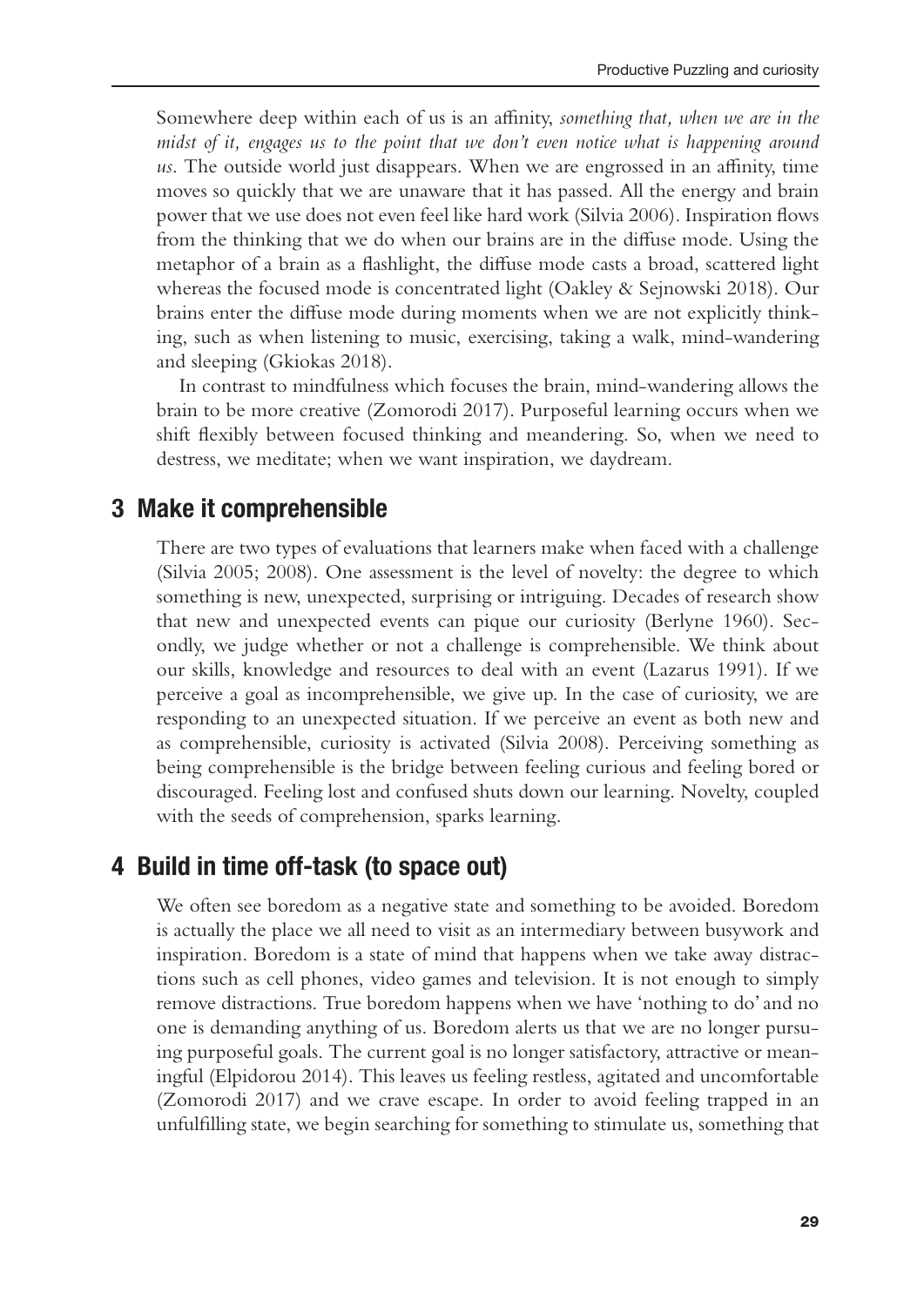Somewhere deep within each of us is an affinity, *something that, when we are in the midst of it, engages us to the point that we don't even notice what is happening around us*. The outside world just disappears. When we are engrossed in an affinity, time moves so quickly that we are unaware that it has passed. All the energy and brain power that we use does not even feel like hard work (Silvia 2006). Inspiration flows from the thinking that we do when our brains are in the diffuse mode. Using the metaphor of a brain as a flashlight, the diffuse mode casts a broad, scattered light whereas the focused mode is concentrated light (Oakley & Sejnowski 2018). Our brains enter the diffuse mode during moments when we are not explicitly thinking, such as when listening to music, exercising, taking a walk, mind-wandering and sleeping (Gkiokas 2018).

In contrast to mindfulness which focuses the brain, mind-wandering allows the brain to be more creative (Zomorodi 2017). Purposeful learning occurs when we shift flexibly between focused thinking and meandering. So, when we need to destress, we meditate; when we want inspiration, we daydream.

## 3 Make it comprehensible

There are two types of evaluations that learners make when faced with a challenge (Silvia 2005; 2008). One assessment is the level of novelty: the degree to which something is new, unexpected, surprising or intriguing. Decades of research show that new and unexpected events can pique our curiosity (Berlyne 1960). Secondly, we judge whether or not a challenge is comprehensible. We think about our skills, knowledge and resources to deal with an event (Lazarus 1991). If we perceive a goal as incomprehensible, we give up. In the case of curiosity, we are responding to an unexpected situation. If we perceive an event as both new and as comprehensible, curiosity is activated (Silvia 2008). Perceiving something as being comprehensible is the bridge between feeling curious and feeling bored or discouraged. Feeling lost and confused shuts down our learning. Novelty, coupled with the seeds of comprehension, sparks learning.

## 4 Build in time off-task (to space out)

We often see boredom as a negative state and something to be avoided. Boredom is actually the place we all need to visit as an intermediary between busywork and inspiration. Boredom is a state of mind that happens when we take away distractions such as cell phones, video games and television. It is not enough to simply remove distractions. True boredom happens when we have 'nothing to do' and no one is demanding anything of us. Boredom alerts us that we are no longer pursuing purposeful goals. The current goal is no longer satisfactory, attractive or meaningful (Elpidorou 2014). This leaves us feeling restless, agitated and uncomfortable (Zomorodi 2017) and we crave escape. In order to avoid feeling trapped in an unfulfilling state, we begin searching for something to stimulate us, something that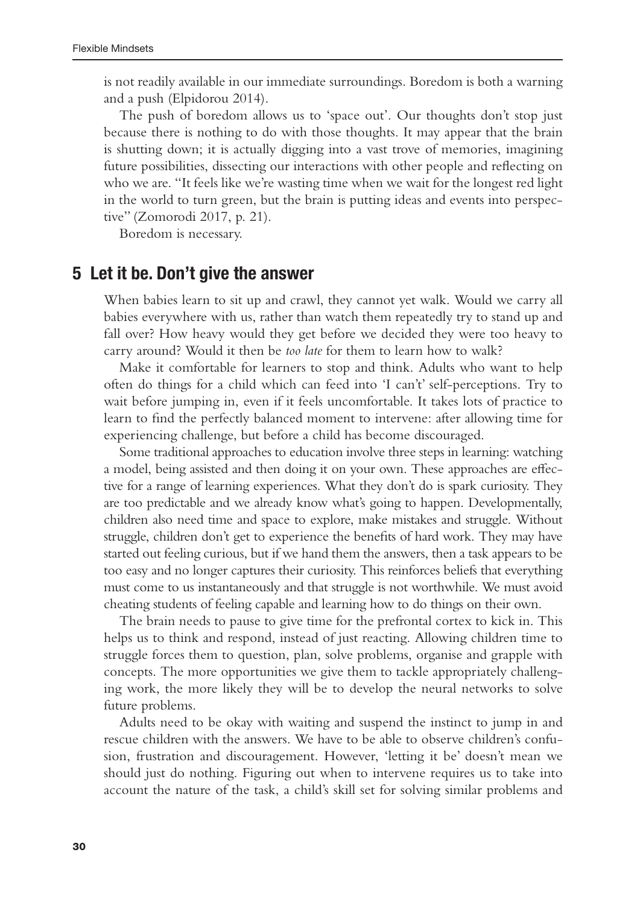is not readily available in our immediate surroundings. Boredom is both a warning and a push (Elpidorou 2014).

The push of boredom allows us to 'space out'. Our thoughts don't stop just because there is nothing to do with those thoughts. It may appear that the brain is shutting down; it is actually digging into a vast trove of memories, imagining future possibilities, dissecting our interactions with other people and reflecting on who we are. "It feels like we're wasting time when we wait for the longest red light in the world to turn green, but the brain is putting ideas and events into perspective" (Zomorodi 2017, p. 21).

Boredom is necessary.

## 5 Let it be. Don't give the answer

When babies learn to sit up and crawl, they cannot yet walk. Would we carry all babies everywhere with us, rather than watch them repeatedly try to stand up and fall over? How heavy would they get before we decided they were too heavy to carry around? Would it then be *too late* for them to learn how to walk?

Make it comfortable for learners to stop and think. Adults who want to help often do things for a child which can feed into 'I can't' self-perceptions. Try to wait before jumping in, even if it feels uncomfortable. It takes lots of practice to learn to find the perfectly balanced moment to intervene: after allowing time for experiencing challenge, but before a child has become discouraged.

Some traditional approaches to education involve three steps in learning: watching a model, being assisted and then doing it on your own. These approaches are effective for a range of learning experiences. What they don't do is spark curiosity. They are too predictable and we already know what's going to happen. Developmentally, children also need time and space to explore, make mistakes and struggle. Without struggle, children don't get to experience the benefits of hard work. They may have started out feeling curious, but if we hand them the answers, then a task appears to be too easy and no longer captures their curiosity. This reinforces beliefs that everything must come to us instantaneously and that struggle is not worthwhile. We must avoid cheating students of feeling capable and learning how to do things on their own.

The brain needs to pause to give time for the prefrontal cortex to kick in. This helps us to think and respond, instead of just reacting. Allowing children time to struggle forces them to question, plan, solve problems, organise and grapple with concepts. The more opportunities we give them to tackle appropriately challenging work, the more likely they will be to develop the neural networks to solve future problems.

Adults need to be okay with waiting and suspend the instinct to jump in and rescue children with the answers. We have to be able to observe children's confusion, frustration and discouragement. However, 'letting it be' doesn't mean we should just do nothing. Figuring out when to intervene requires us to take into account the nature of the task, a child's skill set for solving similar problems and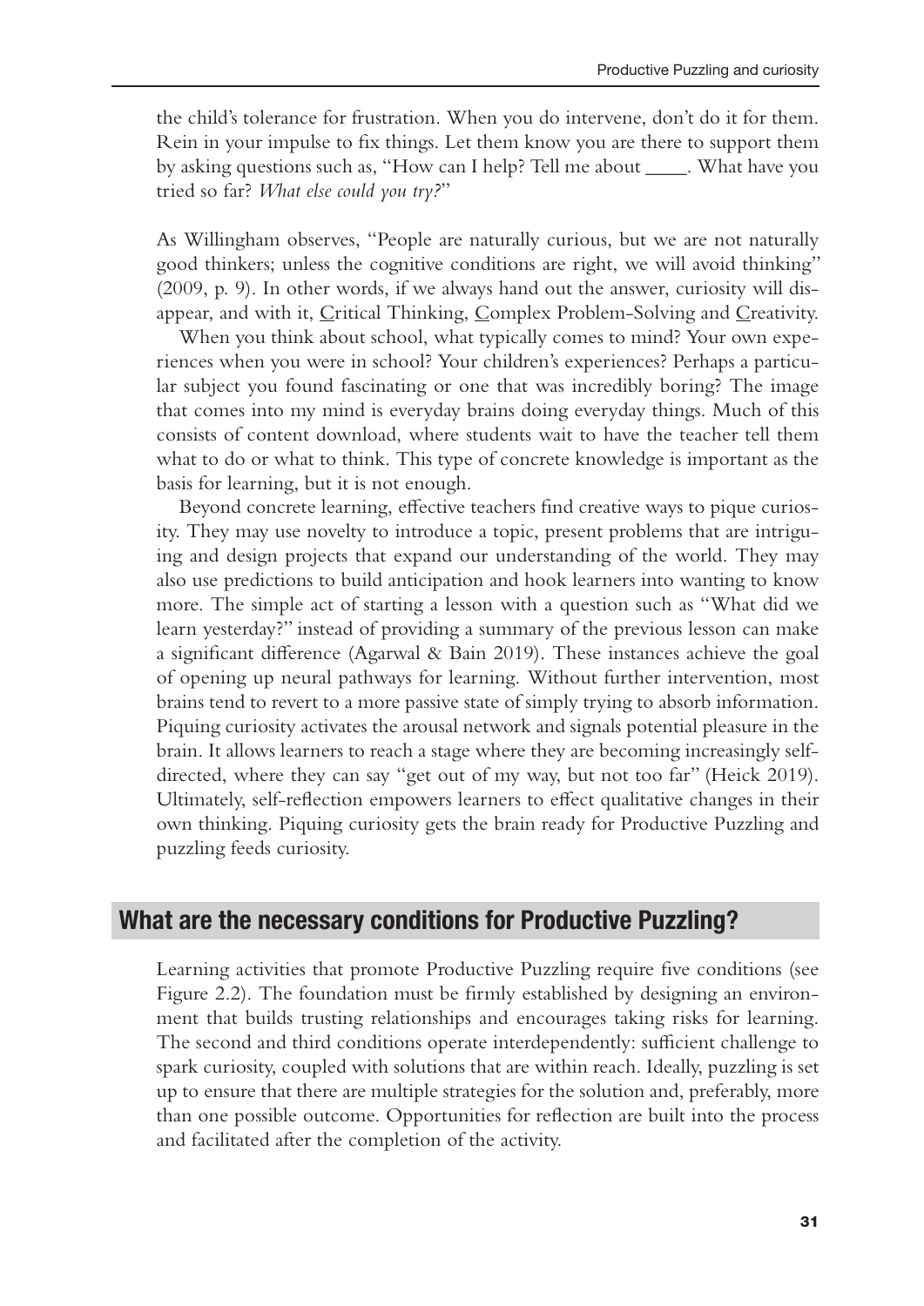the child's tolerance for frustration. When you do intervene, don't do it for them. Rein in your impulse to fix things. Let them know you are there to support them by asking questions such as, "How can I help? Tell me about ____. What have you tried so far? *What else could you try?*"

As Willingham observes, "People are naturally curious, but we are not naturally good thinkers; unless the cognitive conditions are right, we will avoid thinking" (2009, p. 9). In other words, if we always hand out the answer, curiosity will disappear, and with it, <u>C</u>ritical Thinking, <u>C</u>omplex Problem-Solving and <u>C</u>reativity.

When you think about school, what typically comes to mind? Your own experiences when you were in school? Your children's experiences? Perhaps a particular subject you found fascinating or one that was incredibly boring? The image that comes into my mind is everyday brains doing everyday things. Much of this consists of content download, where students wait to have the teacher tell them what to do or what to think. This type of concrete knowledge is important as the basis for learning, but it is not enough.

Beyond concrete learning, effective teachers find creative ways to pique curiosity. They may use novelty to introduce a topic, present problems that are intriguing and design projects that expand our understanding of the world. They may also use predictions to build anticipation and hook learners into wanting to know more. The simple act of starting a lesson with a question such as "What did we learn yesterday?" instead of providing a summary of the previous lesson can make a significant difference (Agarwal & Bain 2019). These instances achieve the goal of opening up neural pathways for learning. Without further intervention, most brains tend to revert to a more passive state of simply trying to absorb information. Piquing curiosity activates the arousal network and signals potential pleasure in the brain. It allows learners to reach a stage where they are becoming increasingly self-directed, where they can say "get out of my way, but not too far" (Heick 2019). Ultimately, self-reflection empowers learners to effect qualitative changes in their own thinking. Piquing curiosity gets the brain ready for Productive Puzzling and puzzling feeds curiosity.

## What are the necessary conditions for Productive Puzzling?

Learning activities that promote Productive Puzzling require five conditions (see Figure 2.2). The foundation must be firmly established by designing an environment that builds trusting relationships and encourages taking risks for learning. The second and third conditions operate interdependently: sufficient challenge to spark curiosity, coupled with solutions that are within reach. Ideally, puzzling is set up to ensure that there are multiple strategies for the solution and, preferably, more than one possible outcome. Opportunities for reflection are built into the process and facilitated after the completion of the activity.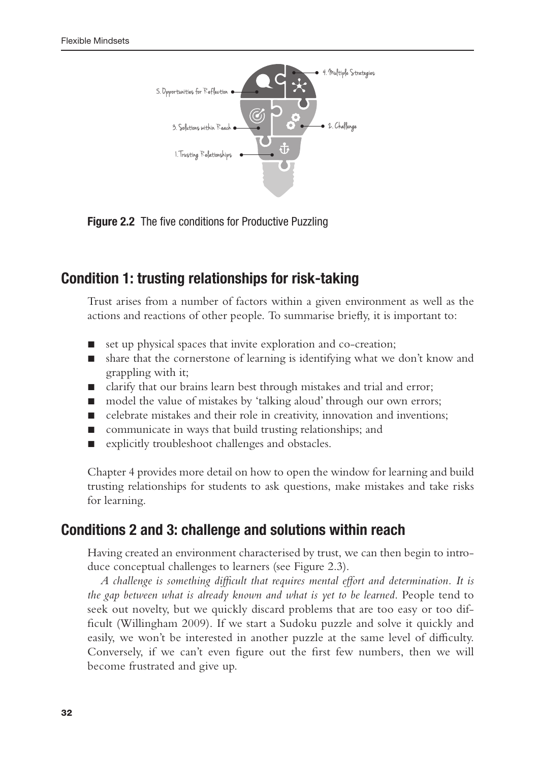**Figure 2.2** The five conditions for Productive Puzzling

## Condition 1: trusting relationships for risk-taking

Trust arises from a number of factors within a given environment as well as the actions and reactions of other people. To summarise briefly, it is important to:

- set up physical spaces that invite exploration and co-creation;
- share that the cornerstone of learning is identifying what we don't know and grappling with it;
- clarify that our brains learn best through mistakes and trial and error;
- model the value of mistakes by 'talking aloud' through our own errors;
- celebrate mistakes and their role in creativity, innovation and inventions;
- communicate in ways that build trusting relationships; and
- explicitly troubleshoot challenges and obstacles.

Chapter 4 provides more detail on how to open the window for learning and build trusting relationships for students to ask questions, make mistakes and take risks for learning.

## Conditions 2 and 3: challenge and solutions within reach

Having created an environment characterised by trust, we can then begin to introduce conceptual challenges to learners (see Figure 2.3).

*A challenge is something difficult that requires mental effort and determination. It is the gap between what is already known and what is yet to be learned*. People tend to seek out novelty, but we quickly discard problems that are too easy or too difficult (Willingham 2009). If we start a Sudoku puzzle and solve it quickly and easily, we won't be interested in another puzzle at the same level of difficulty. Conversely, if we can't even figure out the first few numbers, then we will become frustrated and give up.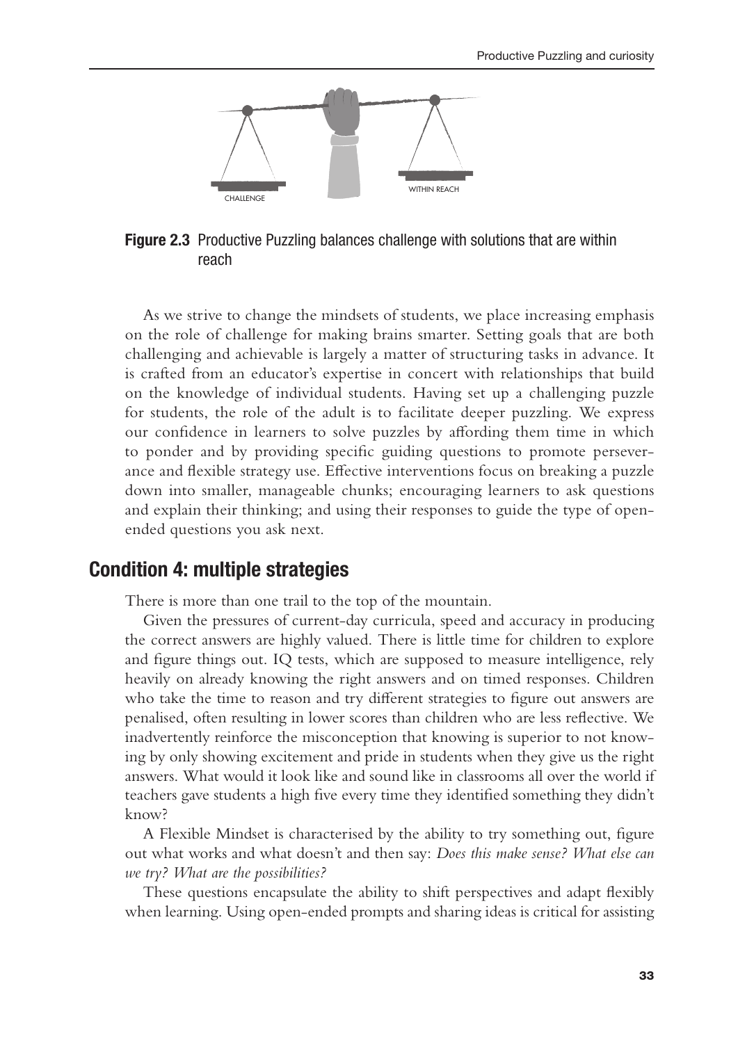CHALLENGE

WITHIN REACH

**Figure 2.3** Productive Puzzling balances challenge with solutions that are within reach

As we strive to change the mindsets of students, we place increasing emphasis on the role of challenge for making brains smarter. Setting goals that are both challenging and achievable is largely a matter of structuring tasks in advance. It is crafted from an educator's expertise in concert with relationships that build on the knowledge of individual students. Having set up a challenging puzzle for students, the role of the adult is to facilitate deeper puzzling. We express our confidence in learners to solve puzzles by affording them time in which to ponder and by providing specific guiding questions to promote perseverance and flexible strategy use. Effective interventions focus on breaking a puzzle down into smaller, manageable chunks; encouraging learners to ask questions and explain their thinking; and using their responses to guide the type of open-ended questions you ask next.

## Condition 4: multiple strategies

There is more than one trail to the top of the mountain.

Given the pressures of current-day curricula, speed and accuracy in producing the correct answers are highly valued. There is little time for children to explore and figure things out. IQ tests, which are supposed to measure intelligence, rely heavily on already knowing the right answers and on timed responses. Children who take the time to reason and try different strategies to figure out answers are penalised, often resulting in lower scores than children who are less reflective. We inadvertently reinforce the misconception that knowing is superior to not knowing by only showing excitement and pride in students when they give us the right answers. What would it look like and sound like in classrooms all over the world if teachers gave students a high five every time they identified something they didn't know?

A Flexible Mindset is characterised by the ability to try something out, figure out what works and what doesn't and then say: *Does this make sense? What else can we try? What are the possibilities?*

These questions encapsulate the ability to shift perspectives and adapt flexibly when learning. Using open-ended prompts and sharing ideas is critical for assisting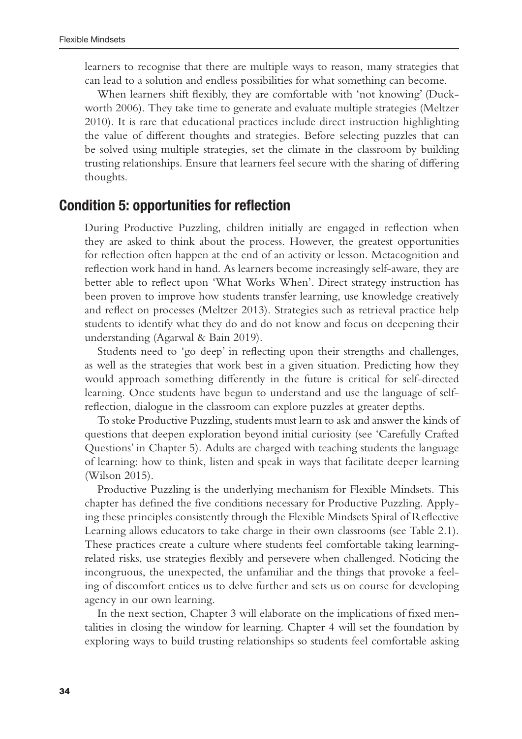learners to recognise that there are multiple ways to reason, many strategies that can lead to a solution and endless possibilities for what something can become.

When learners shift flexibly, they are comfortable with 'not knowing' (Duckworth 2006). They take time to generate and evaluate multiple strategies (Meltzer 2010). It is rare that educational practices include direct instruction highlighting the value of different thoughts and strategies. Before selecting puzzles that can be solved using multiple strategies, set the climate in the classroom by building trusting relationships. Ensure that learners feel secure with the sharing of differing thoughts.

## Condition 5: opportunities for reflection

During Productive Puzzling, children initially are engaged in reflection when they are asked to think about the process. However, the greatest opportunities for reflection often happen at the end of an activity or lesson. Metacognition and reflection work hand in hand. As learners become increasingly self-aware, they are better able to reflect upon 'What Works When'. Direct strategy instruction has been proven to improve how students transfer learning, use knowledge creatively and reflect on processes (Meltzer 2013). Strategies such as retrieval practice help students to identify what they do and do not know and focus on deepening their understanding (Agarwal & Bain 2019).

Students need to 'go deep' in reflecting upon their strengths and challenges, as well as the strategies that work best in a given situation. Predicting how they would approach something differently in the future is critical for self-directed learning. Once students have begun to understand and use the language of self-reflection, dialogue in the classroom can explore puzzles at greater depths.

To stoke Productive Puzzling, students must learn to ask and answer the kinds of questions that deepen exploration beyond initial curiosity (see 'Carefully Crafted Questions' in Chapter 5). Adults are charged with teaching students the language of learning: how to think, listen and speak in ways that facilitate deeper learning (Wilson 2015).

Productive Puzzling is the underlying mechanism for Flexible Mindsets. This chapter has defined the five conditions necessary for Productive Puzzling. Applying these principles consistently through the Flexible Mindsets Spiral of Reflective Learning allows educators to take charge in their own classrooms (see Table 2.1). These practices create a culture where students feel comfortable taking learning-related risks, use strategies flexibly and persevere when challenged. Noticing the incongruous, the unexpected, the unfamiliar and the things that provoke a feeling of discomfort entices us to delve further and sets us on course for developing agency in our own learning.

In the next section, Chapter 3 will elaborate on the implications of fixed mentalities in closing the window for learning. Chapter 4 will set the foundation by exploring ways to build trusting relationships so students feel comfortable asking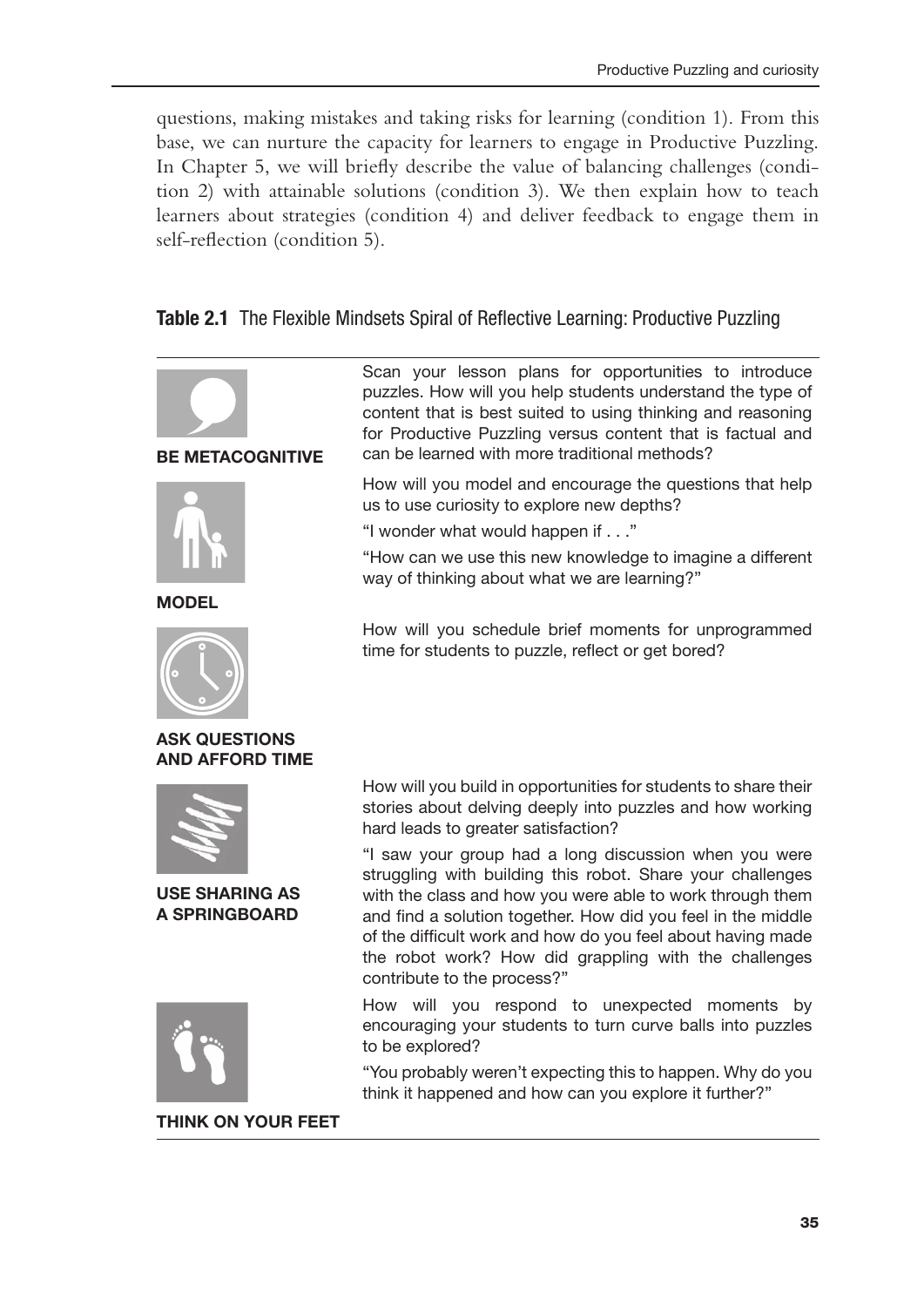questions, making mistakes and taking risks for learning (condition 1). From this base, we can nurture the capacity for learners to engage in Productive Puzzling. In Chapter 5, we will briefly describe the value of balancing challenges (condition 2) with attainable solutions (condition 3). We then explain how to teach learners about strategies (condition 4) and deliver feedback to engage them in self-reflection (condition 5).

**Table 2.1** The Flexible Mindsets Spiral of Reflective Learning: Productive Puzzling

| | |
|---|---|
| **BE METACOGNITIVE** | Scan your lesson plans for opportunities to introduce puzzles. How will you help students understand the type of content that is best suited to using thinking and reasoning for Productive Puzzling versus content that is factual and can be learned with more traditional methods? |
| **MODEL** | How will you model and encourage the questions that help us to use curiosity to explore new depths?<br>"I wonder what would happen if . . ."<br>"How can we use this new knowledge to imagine a different way of thinking about what we are learning?" |
| **ASK QUESTIONS AND AFFORD TIME** | How will you schedule brief moments for unprogrammed time for students to puzzle, reflect or get bored? |
| **USE SHARING AS A SPRINGBOARD** | How will you build in opportunities for students to share their stories about delving deeply into puzzles and how working hard leads to greater satisfaction?<br>"I saw your group had a long discussion when you were struggling with building this robot. Share your challenges with the class and how you were able to work through them and find a solution together. How did you feel in the middle of the difficult work and how do you feel about having made the robot work? How did grappling with the challenges contribute to the process?" |
| **THINK ON YOUR FEET** | How will you respond to unexpected moments by encouraging your students to turn curve balls into puzzles to be explored?<br>"You probably weren't expecting this to happen. Why do you think it happened and how can you explore it further?" |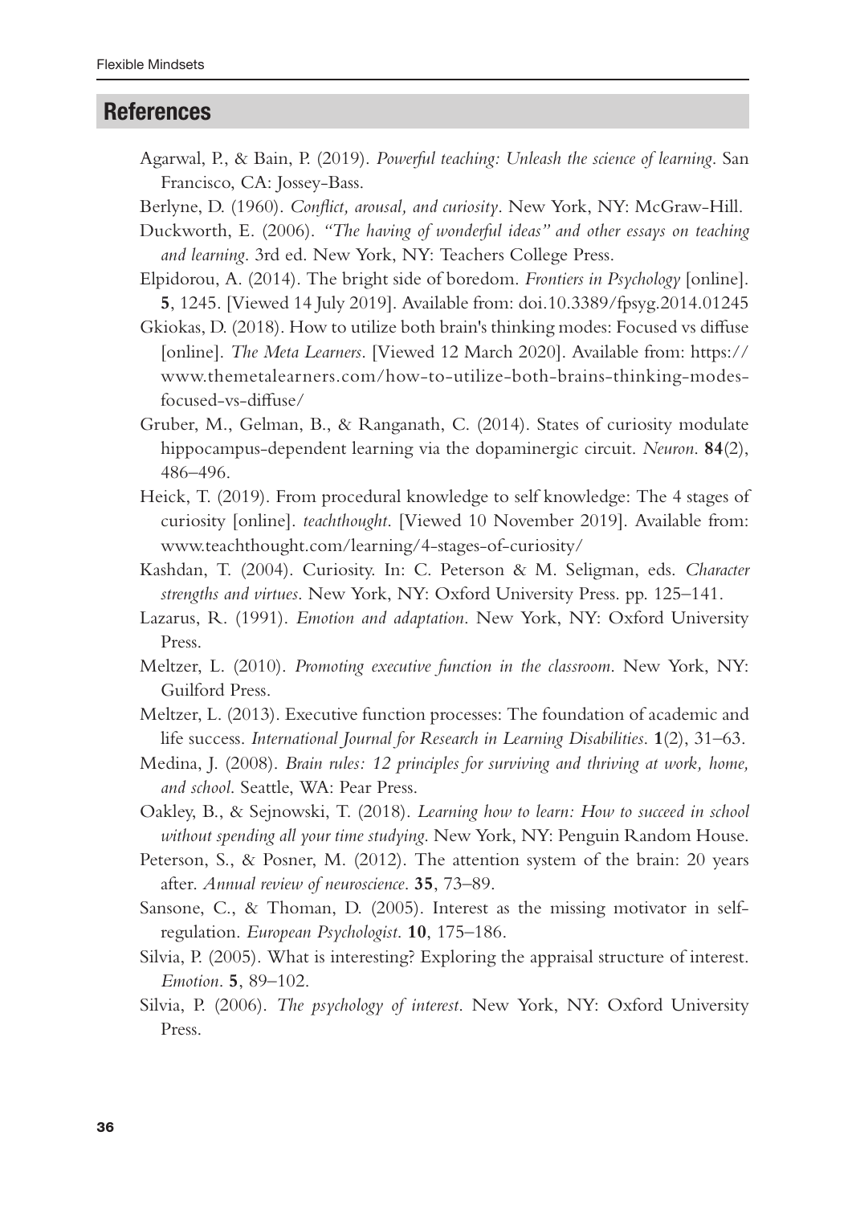## References

Agarwal, P., & Bain, P. (2019). *Powerful teaching: Unleash the science of learning*. San Francisco, CA: Jossey-Bass.

Berlyne, D. (1960). *Conflict, arousal, and curiosity*. New York, NY: McGraw-Hill.

Duckworth, E. (2006). *"The having of wonderful ideas" and other essays on teaching and learning*. 3rd ed. New York, NY: Teachers College Press.

Elpidorou, A. (2014). The bright side of boredom. *Frontiers in Psychology* [online]. **5**, 1245. [Viewed 14 July 2019]. Available from: doi.10.3389/fpsyg.2014.01245

Gkiokas, D. (2018). How to utilize both brain's thinking modes: Focused vs diffuse [online]. *The Meta Learners*. [Viewed 12 March 2020]. Available from: https://www.themetalearners.com/how-to-utilize-both-brains-thinking-modes-focused-vs-diffuse/

Gruber, M., Gelman, B., & Ranganath, C. (2014). States of curiosity modulate hippocampus-dependent learning via the dopaminergic circuit. *Neuron*. **84**(2), 486–496.

Heick, T. (2019). From procedural knowledge to self knowledge: The 4 stages of curiosity [online]. *teachthought*. [Viewed 10 November 2019]. Available from: www.teachthought.com/learning/4-stages-of-curiosity/

Kashdan, T. (2004). Curiosity. In: C. Peterson & M. Seligman, eds. *Character strengths and virtues*. New York, NY: Oxford University Press. pp. 125–141.

Lazarus, R. (1991). *Emotion and adaptation*. New York, NY: Oxford University Press.

Meltzer, L. (2010). *Promoting executive function in the classroom*. New York, NY: Guilford Press.

Meltzer, L. (2013). Executive function processes: The foundation of academic and life success. *International Journal for Research in Learning Disabilities*. **1**(2), 31–63.

Medina, J. (2008). *Brain rules: 12 principles for surviving and thriving at work, home, and school*. Seattle, WA: Pear Press.

Oakley, B., & Sejnowski, T. (2018). *Learning how to learn: How to succeed in school without spending all your time studying*. New York, NY: Penguin Random House.

Peterson, S., & Posner, M. (2012). The attention system of the brain: 20 years after. *Annual review of neuroscience*. **35**, 73–89.

Sansone, C., & Thoman, D. (2005). Interest as the missing motivator in self-regulation. *European Psychologist*. **10**, 175–186.

Silvia, P. (2005). What is interesting? Exploring the appraisal structure of interest. *Emotion*. **5**, 89–102.

Silvia, P. (2006). *The psychology of interest*. New York, NY: Oxford University Press.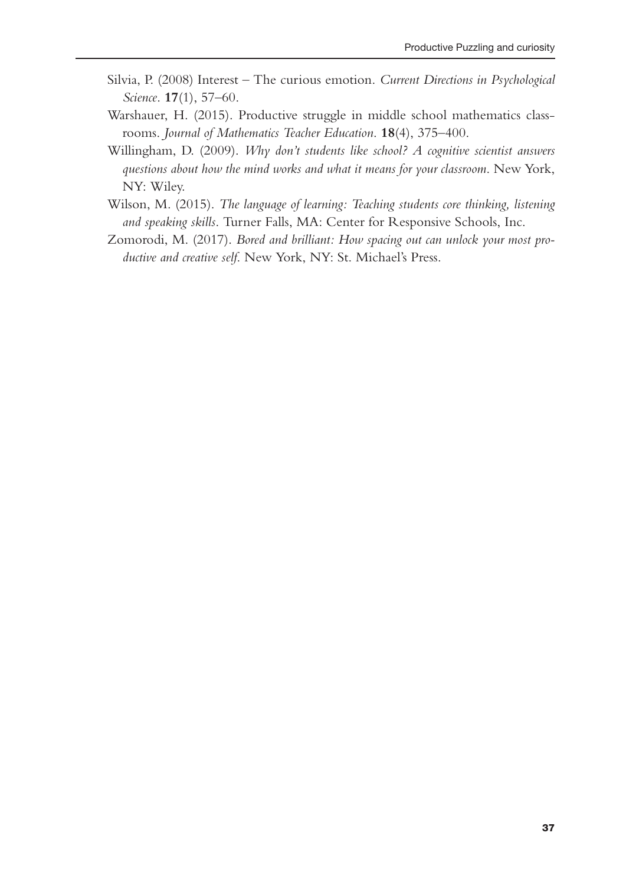Silvia, P. (2008) Interest – The curious emotion. *Current Directions in Psychological Science*. **17**(1), 57–60.

Warshauer, H. (2015). Productive struggle in middle school mathematics classrooms. *Journal of Mathematics Teacher Education*. **18**(4), 375–400.

Willingham, D. (2009). *Why don't students like school? A cognitive scientist answers questions about how the mind works and what it means for your classroom*. New York, NY: Wiley.

Wilson, M. (2015). *The language of learning: Teaching students core thinking, listening and speaking skills*. Turner Falls, MA: Center for Responsive Schools, Inc.

Zomorodi, M. (2017). *Bored and brilliant: How spacing out can unlock your most productive and creative self*. New York, NY: St. Michael's Press.